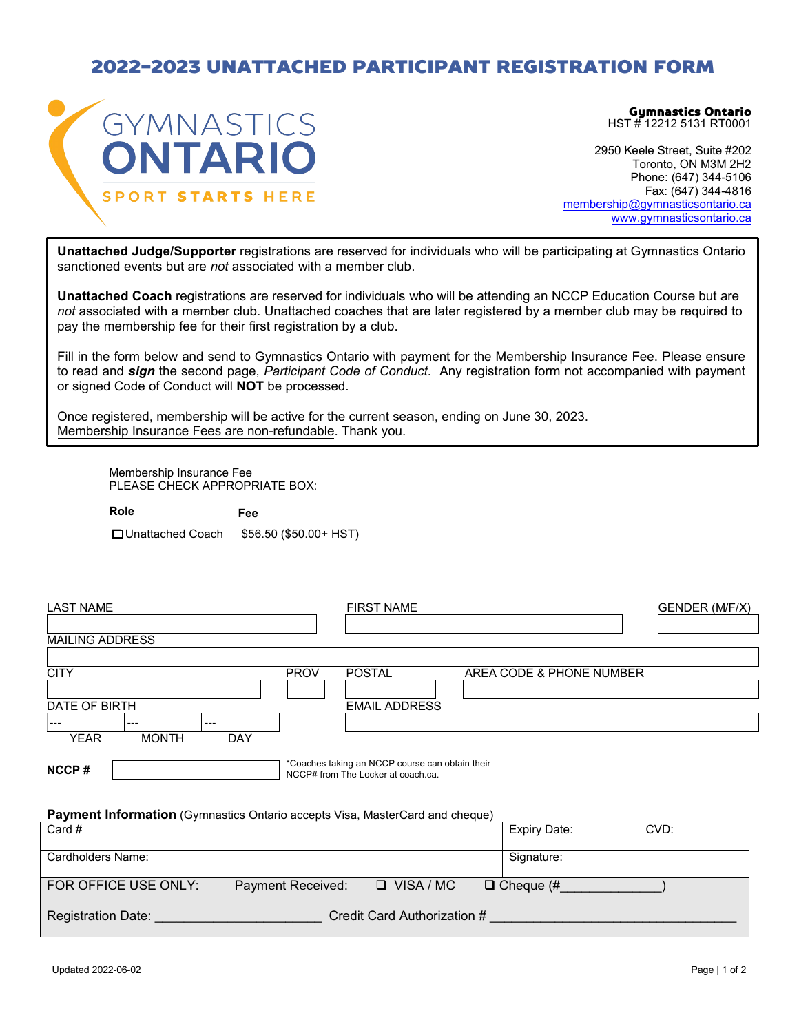# 2022-2023 UNATTACHED PARTICIPANT REGISTRATION FORM

GYMNASTICS ONTARIO
SPORT STARTS HERE

**Gymnastics Ontario**
HST # 12212 5131 RT0001

2950 Keele Street, Suite #202
Toronto, ON M3M 2H2
Phone: (647) 344-5106
Fax: (647) 344-4816
membership@gymnasticsontario.ca
www.gymnasticsontario.ca

**Unattached Judge/Supporter** registrations are reserved for individuals who will be participating at Gymnastics Ontario sanctioned events but are *not* associated with a member club.

**Unattached Coach** registrations are reserved for individuals who will be attending an NCCP Education Course but are *not* associated with a member club. Unattached coaches that are later registered by a member club may be required to pay the membership fee for their first registration by a club.

Fill in the form below and send to Gymnastics Ontario with payment for the Membership Insurance Fee. Please ensure to read and ***sign*** the second page, *Participant Code of Conduct*. Any registration form not accompanied with payment or signed Code of Conduct will **NOT** be processed.

Once registered, membership will be active for the current season, ending on June 30, 2023.
Membership Insurance Fees are non-refundable. Thank you.

Membership Insurance Fee
PLEASE CHECK APPROPRIATE BOX:

| **Role** | **Fee** |
|---|---|
| ☐ Unattached Coach | $56.50 ($50.00+ HST) |

| LAST NAME | FIRST NAME | GENDER (M/F/X) |
|---|---|---|
| | | |

MAILING ADDRESS: ______________________________

| CITY | PROV | POSTAL | AREA CODE & PHONE NUMBER |
|---|---|---|---|
| | | | |

| DATE OF BIRTH | | | EMAIL ADDRESS |
|---|---|---|---|
| --- | --- | --- | |
| YEAR | MONTH | DAY | |

**NCCP #** ______________ *Coaches taking an NCCP course can obtain their NCCP# from The Locker at coach.ca.

**Payment Information** (Gymnastics Ontario accepts Visa, MasterCard and cheque)

| Card # | Expiry Date: | CVD: |
|---|---|---|
| Cardholders Name: | Signature: | |

FOR OFFICE USE ONLY: Payment Received: ❑ VISA / MC ❑ Cheque (#_____________)

Registration Date: ______________________ Credit Card Authorization # ________________________________

Updated 2022-06-02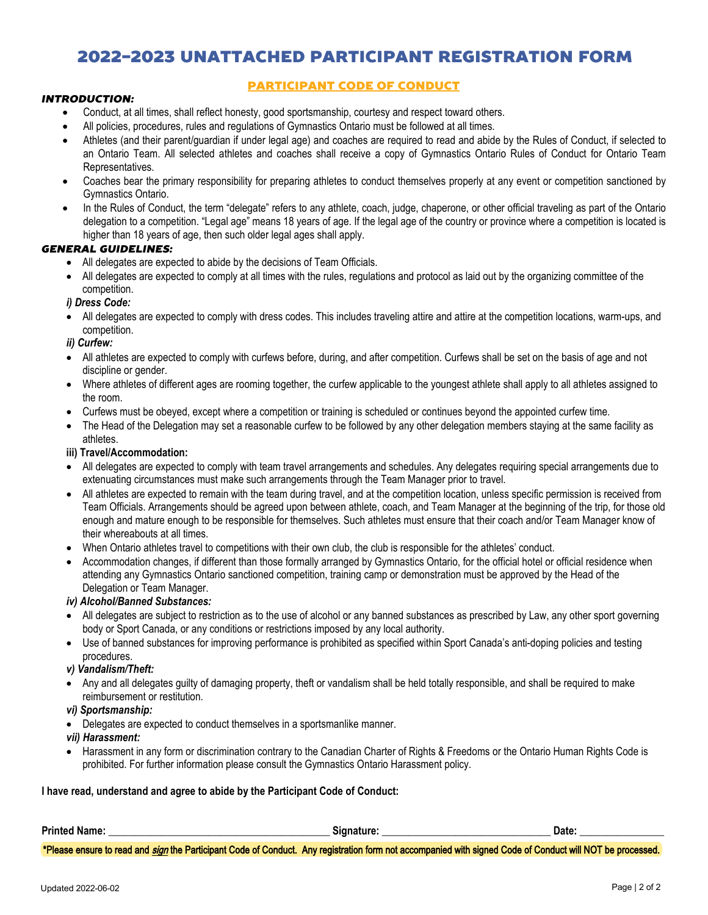# 2022-2023 UNATTACHED PARTICIPANT REGISTRATION FORM

## PARTICIPANT CODE OF CONDUCT

### *INTRODUCTION:*

- Conduct, at all times, shall reflect honesty, good sportsmanship, courtesy and respect toward others.
- All policies, procedures, rules and regulations of Gymnastics Ontario must be followed at all times.
- Athletes (and their parent/guardian if under legal age) and coaches are required to read and abide by the Rules of Conduct, if selected to an Ontario Team. All selected athletes and coaches shall receive a copy of Gymnastics Ontario Rules of Conduct for Ontario Team Representatives.
- Coaches bear the primary responsibility for preparing athletes to conduct themselves properly at any event or competition sanctioned by Gymnastics Ontario.
- In the Rules of Conduct, the term "delegate" refers to any athlete, coach, judge, chaperone, or other official traveling as part of the Ontario delegation to a competition. "Legal age" means 18 years of age. If the legal age of the country or province where a competition is located is higher than 18 years of age, then such older legal ages shall apply.

### *GENERAL GUIDELINES:*

- All delegates are expected to abide by the decisions of Team Officials.
- All delegates are expected to comply at all times with the rules, regulations and protocol as laid out by the organizing committee of the competition.

***i) Dress Code:***

- All delegates are expected to comply with dress codes. This includes traveling attire and attire at the competition locations, warm-ups, and competition.

***ii) Curfew:***

- All athletes are expected to comply with curfews before, during, and after competition. Curfews shall be set on the basis of age and not discipline or gender.
- Where athletes of different ages are rooming together, the curfew applicable to the youngest athlete shall apply to all athletes assigned to the room.
- Curfews must be obeyed, except where a competition or training is scheduled or continues beyond the appointed curfew time.
- The Head of the Delegation may set a reasonable curfew to be followed by any other delegation members staying at the same facility as athletes.

**iii) Travel/Accommodation:**

- All delegates are expected to comply with team travel arrangements and schedules. Any delegates requiring special arrangements due to extenuating circumstances must make such arrangements through the Team Manager prior to travel.
- All athletes are expected to remain with the team during travel, and at the competition location, unless specific permission is received from Team Officials. Arrangements should be agreed upon between athlete, coach, and Team Manager at the beginning of the trip, for those old enough and mature enough to be responsible for themselves. Such athletes must ensure that their coach and/or Team Manager know of their whereabouts at all times.
- When Ontario athletes travel to competitions with their own club, the club is responsible for the athletes' conduct.
- Accommodation changes, if different than those formally arranged by Gymnastics Ontario, for the official hotel or official residence when attending any Gymnastics Ontario sanctioned competition, training camp or demonstration must be approved by the Head of the Delegation or Team Manager.

***iv) Alcohol/Banned Substances:***

- All delegates are subject to restriction as to the use of alcohol or any banned substances as prescribed by Law, any other sport governing body or Sport Canada, or any conditions or restrictions imposed by any local authority.
- Use of banned substances for improving performance is prohibited as specified within Sport Canada's anti-doping policies and testing procedures.

***v) Vandalism/Theft:***

- Any and all delegates guilty of damaging property, theft or vandalism shall be held totally responsible, and shall be required to make reimbursement or restitution.

***vi) Sportsmanship:***

- Delegates are expected to conduct themselves in a sportsmanlike manner.

***vii) Harassment:***

- Harassment in any form or discrimination contrary to the Canadian Charter of Rights & Freedoms or the Ontario Human Rights Code is prohibited. For further information please consult the Gymnastics Ontario Harassment policy.

**I have read, understand and agree to abide by the Participant Code of Conduct:**

**Printed Name:** ________________________________ **Signature:** ____________________________ **Date:** ______________

**\*Please ensure to read and *sign* the Participant Code of Conduct. Any registration form not accompanied with signed Code of Conduct will NOT be processed.**

Updated 2022-06-02